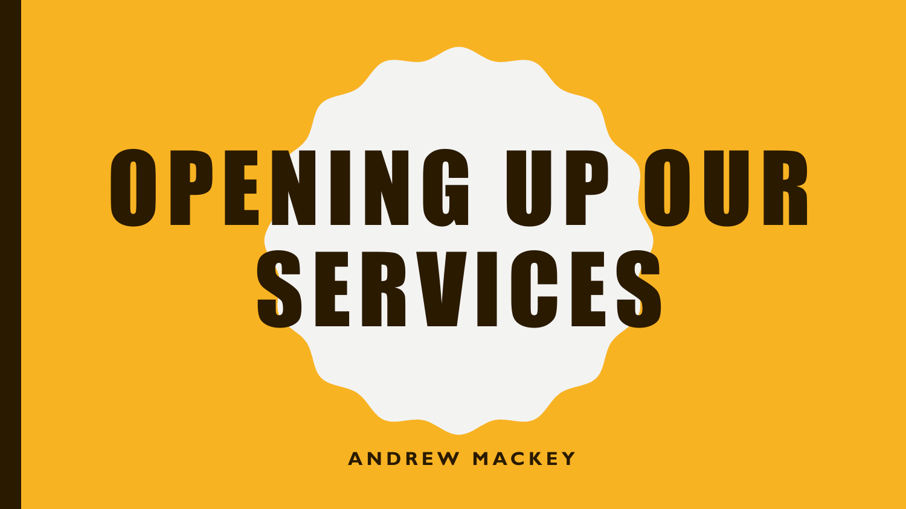# OPENING UP OUR SERVICES

ANDREW MACKEY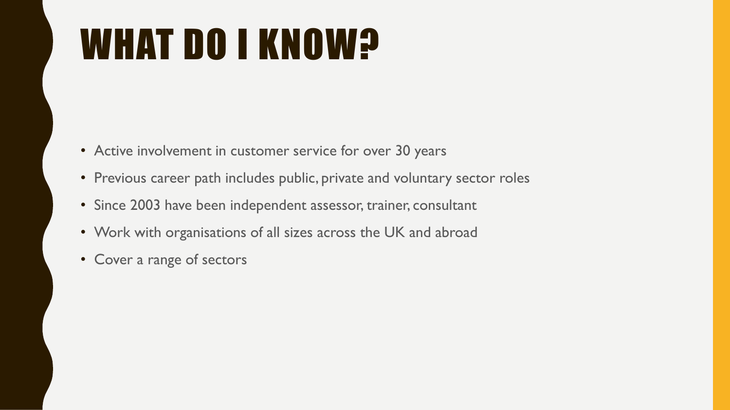# WHAT DO I KNOW?

- Active involvement in customer service for over 30 years
- Previous career path includes public, private and voluntary sector roles
- Since 2003 have been independent assessor, trainer, consultant
- Work with organisations of all sizes across the UK and abroad
- Cover a range of sectors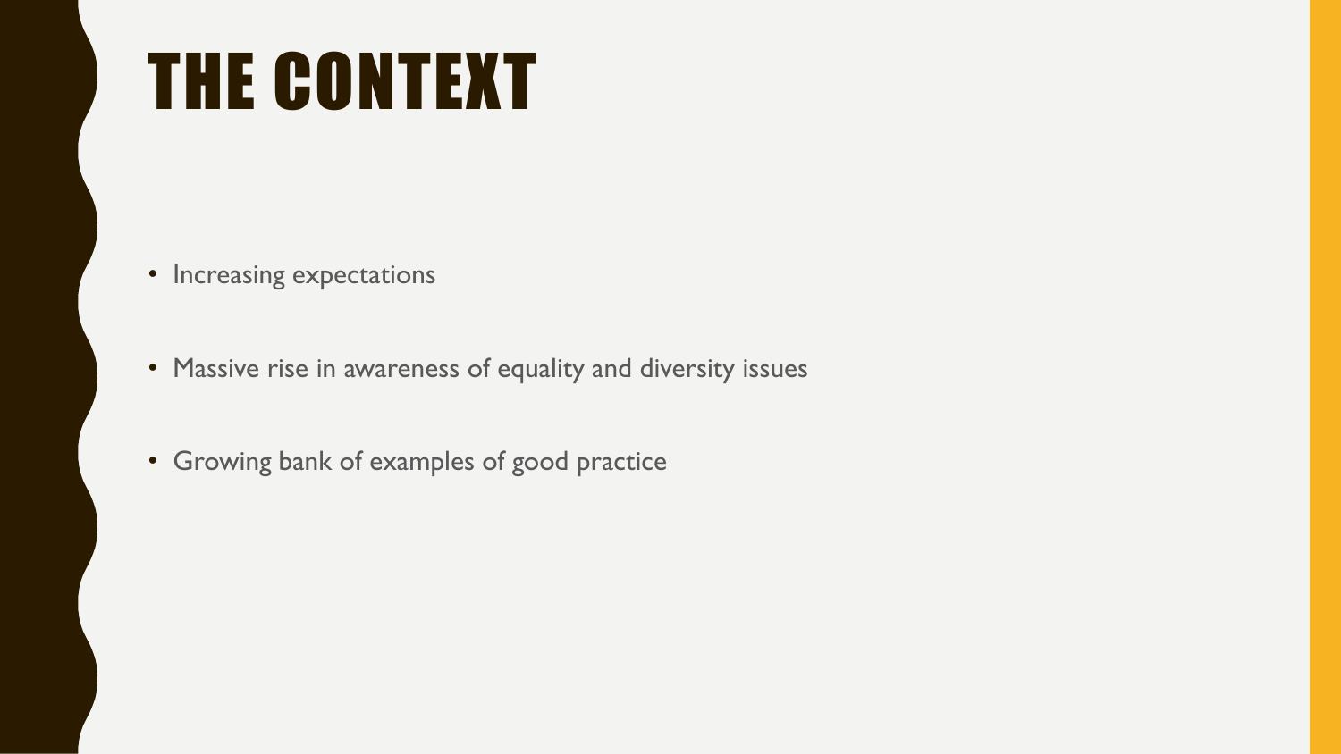# THE CONTEXT

- Increasing expectations
- Massive rise in awareness of equality and diversity issues
- Growing bank of examples of good practice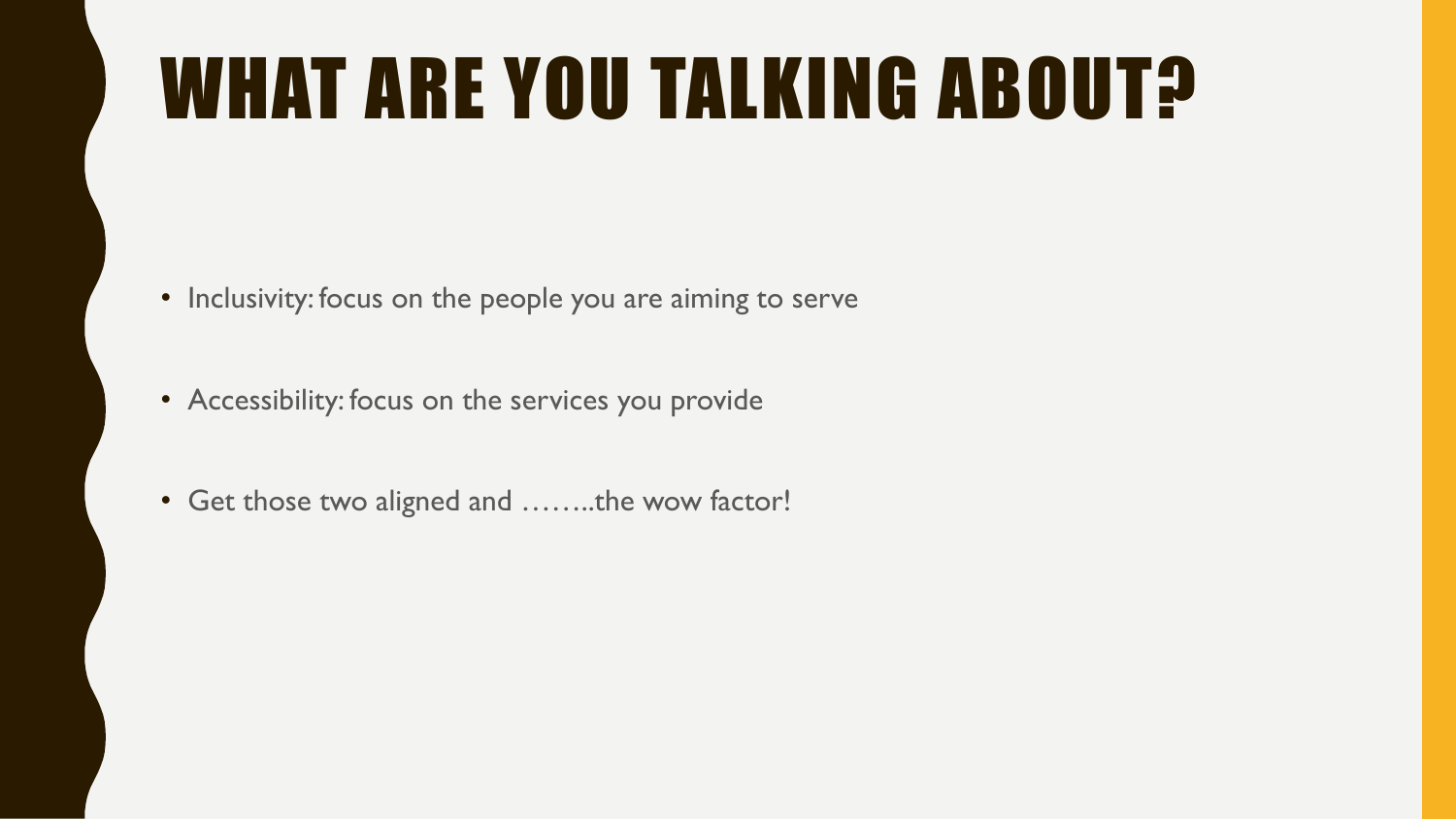# WHAT ARE YOU TALKING ABOUT?

- Inclusivity: focus on the people you are aiming to serve
- Accessibility: focus on the services you provide
- Get those two aligned and ……..the wow factor!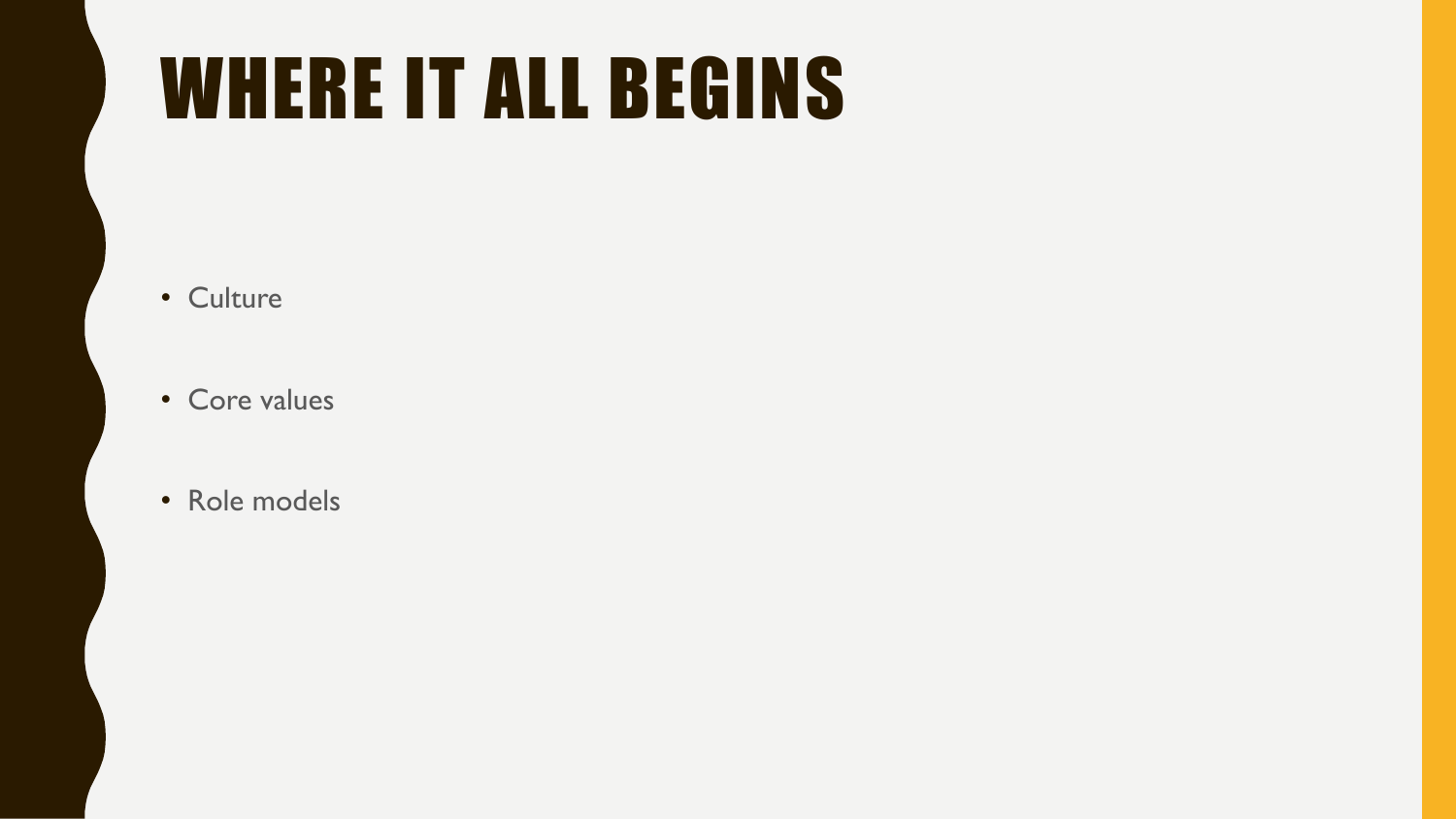# WHERE IT ALL BEGINS

- Culture
- Core values
- Role models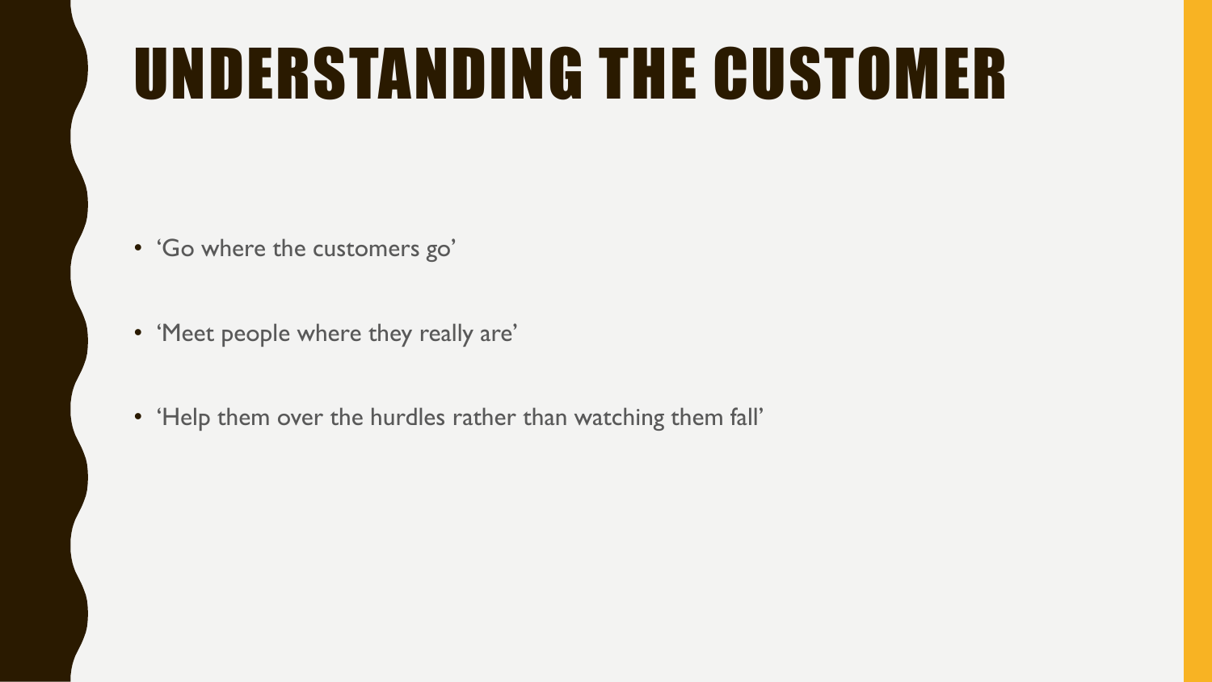# UNDERSTANDING THE CUSTOMER

- 'Go where the customers go'
- 'Meet people where they really are'
- 'Help them over the hurdles rather than watching them fall'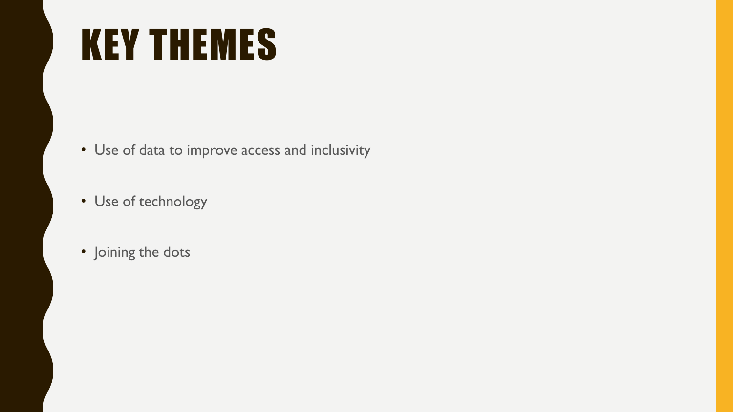# KEY THEMES

- Use of data to improve access and inclusivity
- Use of technology
- Joining the dots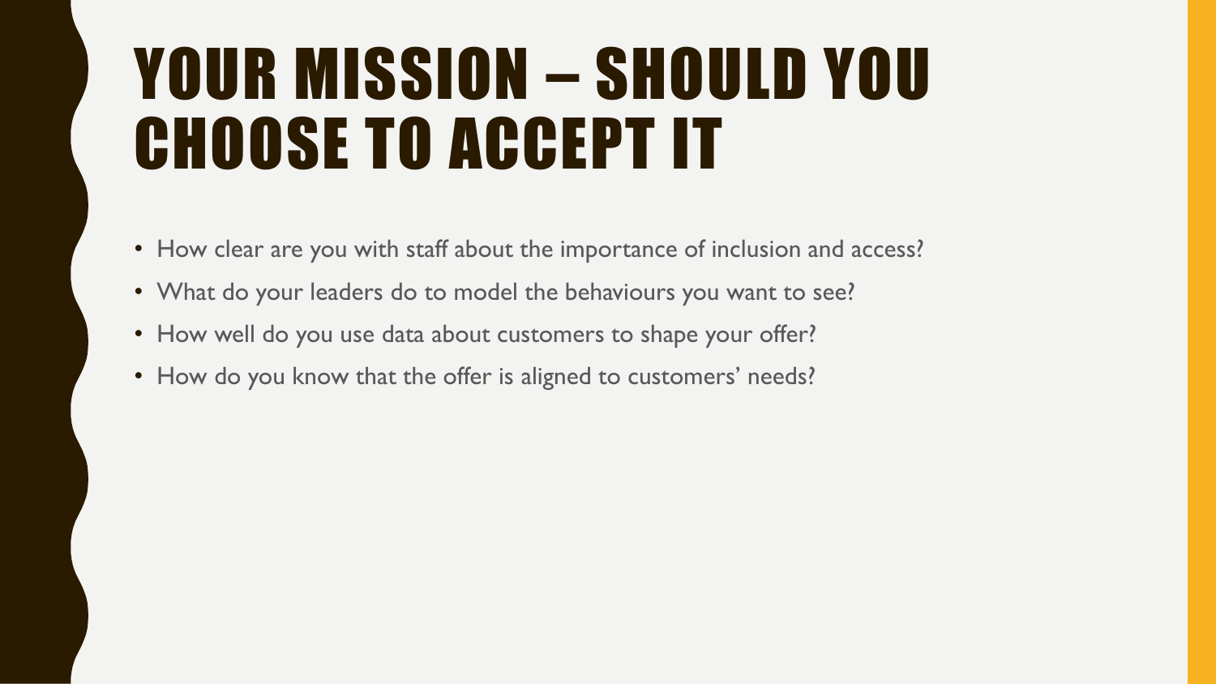# YOUR MISSION – SHOULD YOU CHOOSE TO ACCEPT IT

- How clear are you with staff about the importance of inclusion and access?
- What do your leaders do to model the behaviours you want to see?
- How well do you use data about customers to shape your offer?
- How do you know that the offer is aligned to customers' needs?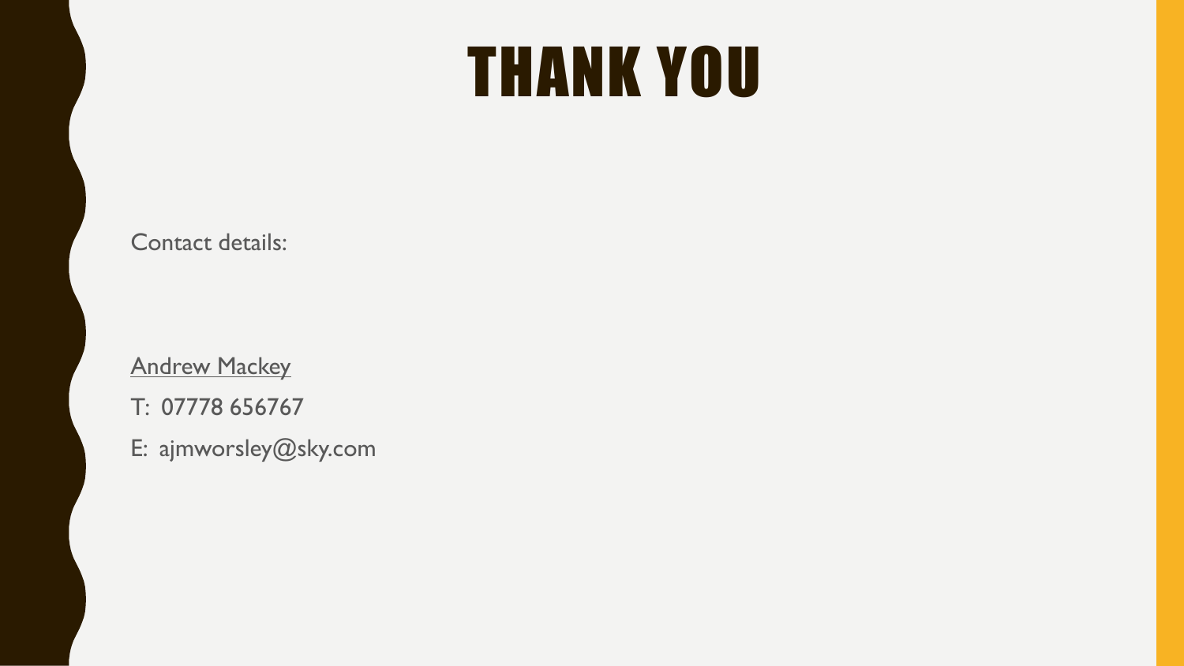# THANK YOU

Contact details:

Andrew Mackey

T: 07778 656767

E: ajmworsley@sky.com